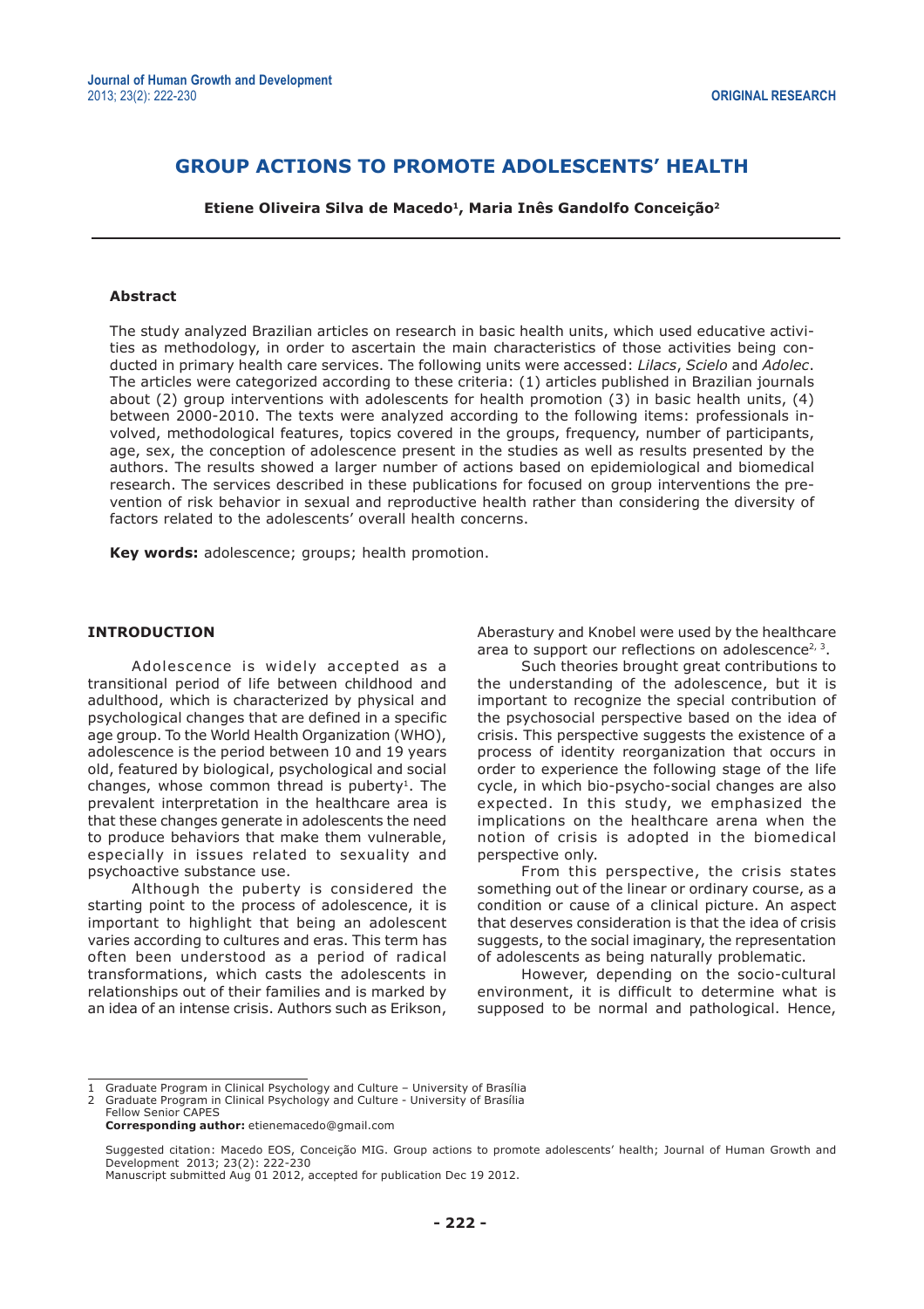# GROUP ACTIONS TO PROMOTE ADOLESCENTS' HEALTH

**Etiene Oliveira Silva de Macedo[1], Maria Inês Gandolfo Conceição[2]**

### Abstract

The study analyzed Brazilian articles on research in basic health units, which used educative activities as methodology, in order to ascertain the main characteristics of those activities being conducted in primary health care services. The following units were accessed: *Lilacs*, *Scielo* and *Adolec*. The articles were categorized according to these criteria: (1) articles published in Brazilian journals about (2) group interventions with adolescents for health promotion (3) in basic health units, (4) between 2000-2010. The texts were analyzed according to the following items: professionals involved, methodological features, topics covered in the groups, frequency, number of participants, age, sex, the conception of adolescence present in the studies as well as results presented by the authors. The results showed a larger number of actions based on epidemiological and biomedical research. The services described in these publications for focused on group interventions the prevention of risk behavior in sexual and reproductive health rather than considering the diversity of factors related to the adolescents' overall health concerns.

**Key words:** adolescence; groups; health promotion.

## INTRODUCTION

Adolescence is widely accepted as a transitional period of life between childhood and adulthood, which is characterized by physical and psychological changes that are defined in a specific age group. To the World Health Organization (WHO), adolescence is the period between 10 and 19 years old, featured by biological, psychological and social changes, whose common thread is puberty[1]. The prevalent interpretation in the healthcare area is that these changes generate in adolescents the need to produce behaviors that make them vulnerable, especially in issues related to sexuality and psychoactive substance use.

Although the puberty is considered the starting point to the process of adolescence, it is important to highlight that being an adolescent varies according to cultures and eras. This term has often been understood as a period of radical transformations, which casts the adolescents in relationships out of their families and is marked by an idea of an intense crisis. Authors such as Erikson, Aberastury and Knobel were used by the healthcare area to support our reflections on adolescence[2, 3].

Such theories brought great contributions to the understanding of the adolescence, but it is important to recognize the special contribution of the psychosocial perspective based on the idea of crisis. This perspective suggests the existence of a process of identity reorganization that occurs in order to experience the following stage of the life cycle, in which bio-psycho-social changes are also expected. In this study, we emphasized the implications on the healthcare arena when the notion of crisis is adopted in the biomedical perspective only.

From this perspective, the crisis states something out of the linear or ordinary course, as a condition or cause of a clinical picture. An aspect that deserves consideration is that the idea of crisis suggests, to the social imaginary, the representation of adolescents as being naturally problematic.

However, depending on the socio-cultural environment, it is difficult to determine what is supposed to be normal and pathological. Hence,

---

1 Graduate Program in Clinical Psychology and Culture – University of Brasília
2 Graduate Program in Clinical Psychology and Culture - University of Brasília
Fellow Senior CAPES
**Corresponding author:** etienemacedo@gmail.com

Suggested citation: Macedo EOS, Conceição MIG. Group actions to promote adolescents' health; Journal of Human Growth and Development 2013; 23(2): 222-230
Manuscript submitted Aug 01 2012, accepted for publication Dec 19 2012.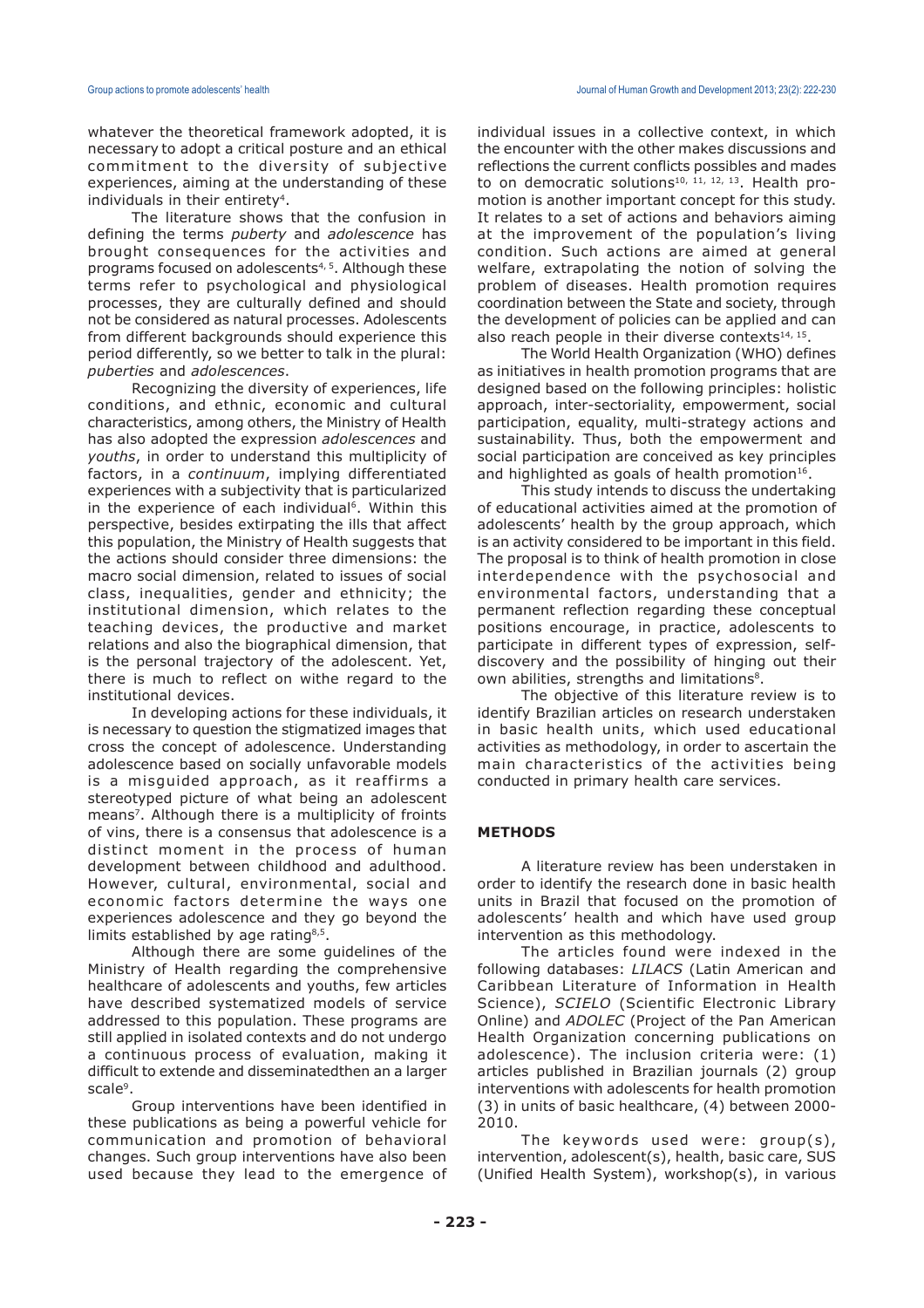whatever the theoretical framework adopted, it is necessary to adopt a critical posture and an ethical commitment to the diversity of subjective experiences, aiming at the understanding of these individuals in their entirety[4].

The literature shows that the confusion in defining the terms *puberty* and *adolescence* has brought consequences for the activities and programs focused on adolescents[4, 5]. Although these terms refer to psychological and physiological processes, they are culturally defined and should not be considered as natural processes. Adolescents from different backgrounds should experience this period differently, so we better to talk in the plural: *puberties* and *adolescences*.

Recognizing the diversity of experiences, life conditions, and ethnic, economic and cultural characteristics, among others, the Ministry of Health has also adopted the expression *adolescences* and *youths*, in order to understand this multiplicity of factors, in a *continuum*, implying differentiated experiences with a subjectivity that is particularized in the experience of each individual[6]. Within this perspective, besides extirpating the ills that affect this population, the Ministry of Health suggests that the actions should consider three dimensions: the macro social dimension, related to issues of social class, inequalities, gender and ethnicity; the institutional dimension, which relates to the teaching devices, the productive and market relations and also the biographical dimension, that is the personal trajectory of the adolescent. Yet, there is much to reflect on withe regard to the institutional devices.

In developing actions for these individuals, it is necessary to question the stigmatized images that cross the concept of adolescence. Understanding adolescence based on socially unfavorable models is a misguided approach, as it reaffirms a stereotyped picture of what being an adolescent means[7]. Although there is a multiplicity of froints of vins, there is a consensus that adolescence is a distinct moment in the process of human development between childhood and adulthood. However, cultural, environmental, social and economic factors determine the ways one experiences adolescence and they go beyond the limits established by age rating[8,5].

Although there are some guidelines of the Ministry of Health regarding the comprehensive healthcare of adolescents and youths, few articles have described systematized models of service addressed to this population. These programs are still applied in isolated contexts and do not undergo a continuous process of evaluation, making it difficult to extende and disseminatedthen an a larger scale[9].

Group interventions have been identified in these publications as being a powerful vehicle for communication and promotion of behavioral changes. Such group interventions have also been used because they lead to the emergence of individual issues in a collective context, in which the encounter with the other makes discussions and reflections the current conflicts possibles and mades to on democratic solutions[10, 11, 12, 13]. Health promotion is another important concept for this study. It relates to a set of actions and behaviors aiming at the improvement of the population's living condition. Such actions are aimed at general welfare, extrapolating the notion of solving the problem of diseases. Health promotion requires coordination between the State and society, through the development of policies can be applied and can also reach people in their diverse contexts[14, 15].

The World Health Organization (WHO) defines as initiatives in health promotion programs that are designed based on the following principles: holistic approach, inter-sectoriality, empowerment, social participation, equality, multi-strategy actions and sustainability. Thus, both the empowerment and social participation are conceived as key principles and highlighted as goals of health promotion[16].

This study intends to discuss the undertaking of educational activities aimed at the promotion of adolescents' health by the group approach, which is an activity considered to be important in this field. The proposal is to think of health promotion in close interdependence with the psychosocial and environmental factors, understanding that a permanent reflection regarding these conceptual positions encourage, in practice, adolescents to participate in different types of expression, self-discovery and the possibility of hinging out their own abilities, strengths and limitations[8].

The objective of this literature review is to identify Brazilian articles on research understaken in basic health units, which used educational activities as methodology, in order to ascertain the main characteristics of the activities being conducted in primary health care services.

## METHODS

A literature review has been understaken in order to identify the research done in basic health units in Brazil that focused on the promotion of adolescents' health and which have used group intervention as this methodology.

The articles found were indexed in the following databases: *LILACS* (Latin American and Caribbean Literature of Information in Health Science), *SCIELO* (Scientific Electronic Library Online) and *ADOLEC* (Project of the Pan American Health Organization concerning publications on adolescence). The inclusion criteria were: (1) articles published in Brazilian journals (2) group interventions with adolescents for health promotion (3) in units of basic healthcare, (4) between 2000-2010.

The keywords used were: group(s), intervention, adolescent(s), health, basic care, SUS (Unified Health System), workshop(s), in various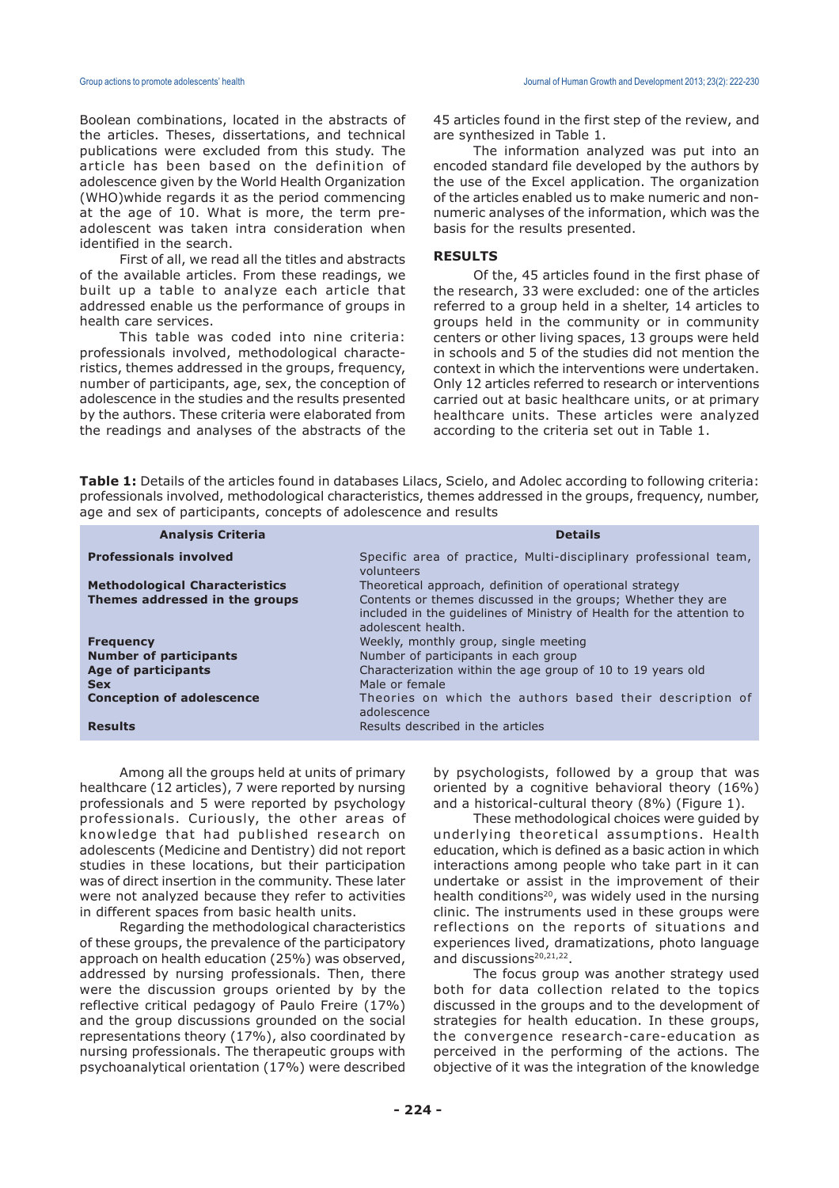Boolean combinations, located in the abstracts of the articles. Theses, dissertations, and technical publications were excluded from this study. The article has been based on the definition of adolescence given by the World Health Organization (WHO)whide regards it as the period commencing at the age of 10. What is more, the term pre-adolescent was taken intra consideration when identified in the search.

First of all, we read all the titles and abstracts of the available articles. From these readings, we built up a table to analyze each article that addressed enable us the performance of groups in health care services.

This table was coded into nine criteria: professionals involved, methodological characteristics, themes addressed in the groups, frequency, number of participants, age, sex, the conception of adolescence in the studies and the results presented by the authors. These criteria were elaborated from the readings and analyses of the abstracts of the 45 articles found in the first step of the review, and are synthesized in Table 1.

The information analyzed was put into an encoded standard file developed by the authors by the use of the Excel application. The organization of the articles enabled us to make numeric and non-numeric analyses of the information, which was the basis for the results presented.

## RESULTS

Of the, 45 articles found in the first phase of the research, 33 were excluded: one of the articles referred to a group held in a shelter, 14 articles to groups held in the community or in community centers or other living spaces, 13 groups were held in schools and 5 of the studies did not mention the context in which the interventions were undertaken. Only 12 articles referred to research or interventions carried out at basic healthcare units, or at primary healthcare units. These articles were analyzed according to the criteria set out in Table 1.

**Table 1:** Details of the articles found in databases Lilacs, Scielo, and Adolec according to following criteria: professionals involved, methodological characteristics, themes addressed in the groups, frequency, number, age and sex of participants, concepts of adolescence and results

| Analysis Criteria | Details |
|---|---|
| **Professionals involved** | Specific area of practice, Multi-disciplinary professional team, volunteers |
| **Methodological Characteristics** | Theoretical approach, definition of operational strategy |
| **Themes addressed in the groups** | Contents or themes discussed in the groups; Whether they are included in the guidelines of Ministry of Health for the attention to adolescent health. |
| **Frequency** | Weekly, monthly group, single meeting |
| **Number of participants** | Number of participants in each group |
| **Age of participants** | Characterization within the age group of 10 to 19 years old |
| **Sex** | Male or female |
| **Conception of adolescence** | Theories on which the authors based their description of adolescence |
| **Results** | Results described in the articles |

Among all the groups held at units of primary healthcare (12 articles), 7 were reported by nursing professionals and 5 were reported by psychology professionals. Curiously, the other areas of knowledge that had published research on adolescents (Medicine and Dentistry) did not report studies in these locations, but their participation was of direct insertion in the community. These later were not analyzed because they refer to activities in different spaces from basic health units.

Regarding the methodological characteristics of these groups, the prevalence of the participatory approach on health education (25%) was observed, addressed by nursing professionals. Then, there were the discussion groups oriented by by the reflective critical pedagogy of Paulo Freire (17%) and the group discussions grounded on the social representations theory (17%), also coordinated by nursing professionals. The therapeutic groups with psychoanalytical orientation (17%) were described by psychologists, followed by a group that was oriented by a cognitive behavioral theory (16%) and a historical-cultural theory (8%) (Figure 1).

These methodological choices were guided by underlying theoretical assumptions. Health education, which is defined as a basic action in which interactions among people who take part in it can undertake or assist in the improvement of their health conditions[20], was widely used in the nursing clinic. The instruments used in these groups were reflections on the reports of situations and experiences lived, dramatizations, photo language and discussions[20,21,22].

The focus group was another strategy used both for data collection related to the topics discussed in the groups and to the development of strategies for health education. In these groups, the convergence research-care-education as perceived in the performing of the actions. The objective of it was the integration of the knowledge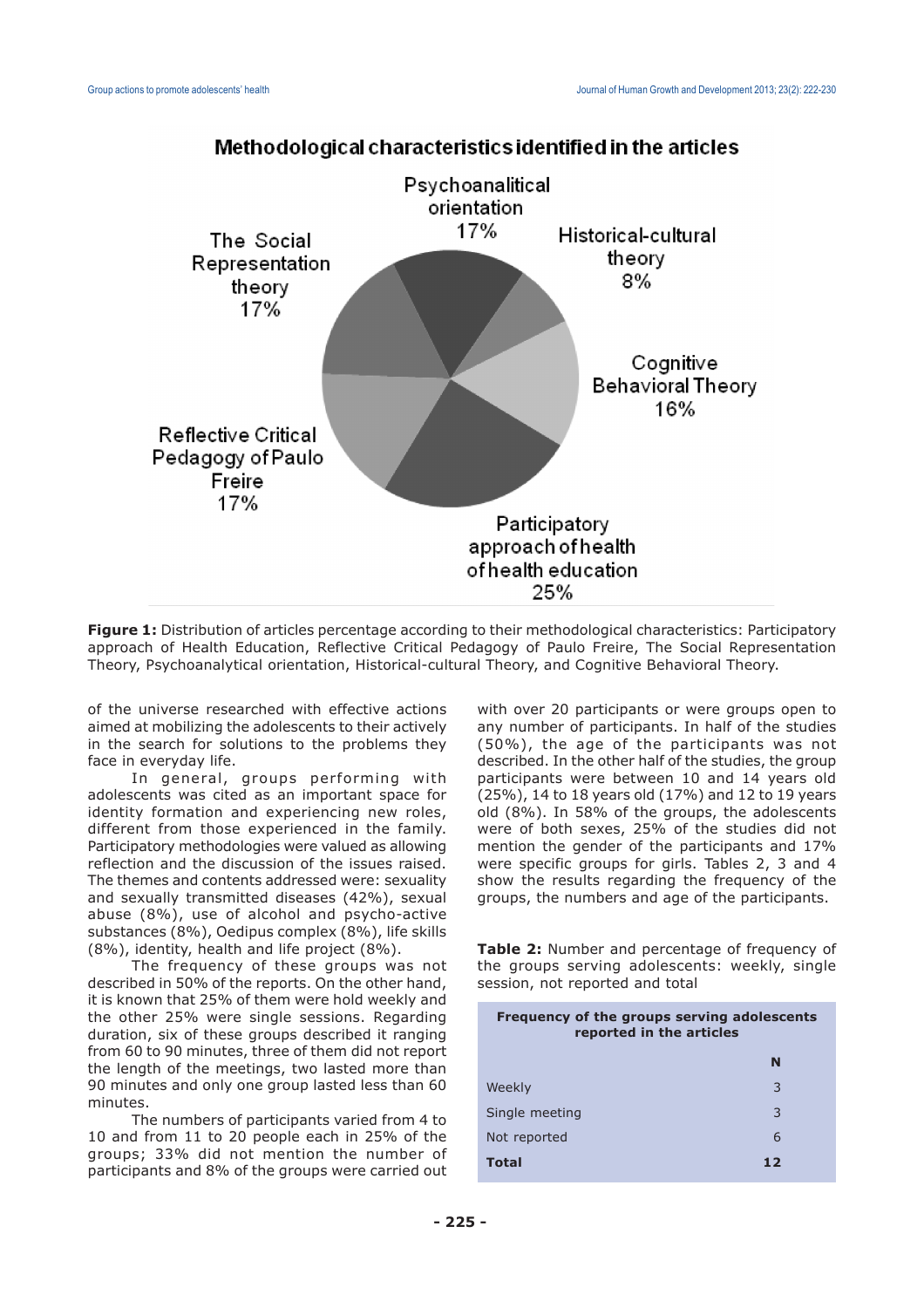**Figure 1:** Distribution of articles percentage according to their methodological characteristics: Participatory approach of Health Education, Reflective Critical Pedagogy of Paulo Freire, The Social Representation Theory, Psychoanalytical orientation, Historical-cultural Theory, and Cognitive Behavioral Theory.

of the universe researched with effective actions aimed at mobilizing the adolescents to their actively in the search for solutions to the problems they face in everyday life.

In general, groups performing with adolescents was cited as an important space for identity formation and experiencing new roles, different from those experienced in the family. Participatory methodologies were valued as allowing reflection and the discussion of the issues raised. The themes and contents addressed were: sexuality and sexually transmitted diseases (42%), sexual abuse (8%), use of alcohol and psycho-active substances (8%), Oedipus complex (8%), life skills (8%), identity, health and life project (8%).

The frequency of these groups was not described in 50% of the reports. On the other hand, it is known that 25% of them were hold weekly and the other 25% were single sessions. Regarding duration, six of these groups described it ranging from 60 to 90 minutes, three of them did not report the length of the meetings, two lasted more than 90 minutes and only one group lasted less than 60 minutes.

The numbers of participants varied from 4 to 10 and from 11 to 20 people each in 25% of the groups; 33% did not mention the number of participants and 8% of the groups were carried out with over 20 participants or were groups open to any number of participants. In half of the studies (50%), the age of the participants was not described. In the other half of the studies, the group participants were between 10 and 14 years old (25%), 14 to 18 years old (17%) and 12 to 19 years old (8%). In 58% of the groups, the adolescents were of both sexes, 25% of the studies did not mention the gender of the participants and 17% were specific groups for girls. Tables 2, 3 and 4 show the results regarding the frequency of the groups, the numbers and age of the participants.

**Table 2:** Number and percentage of frequency of the groups serving adolescents: weekly, single session, not reported and total

| Frequency of the groups serving adolescents reported in the articles | N |
|---|---|
| Weekly | 3 |
| Single meeting | 3 |
| Not reported | 6 |
| **Total** | **12** |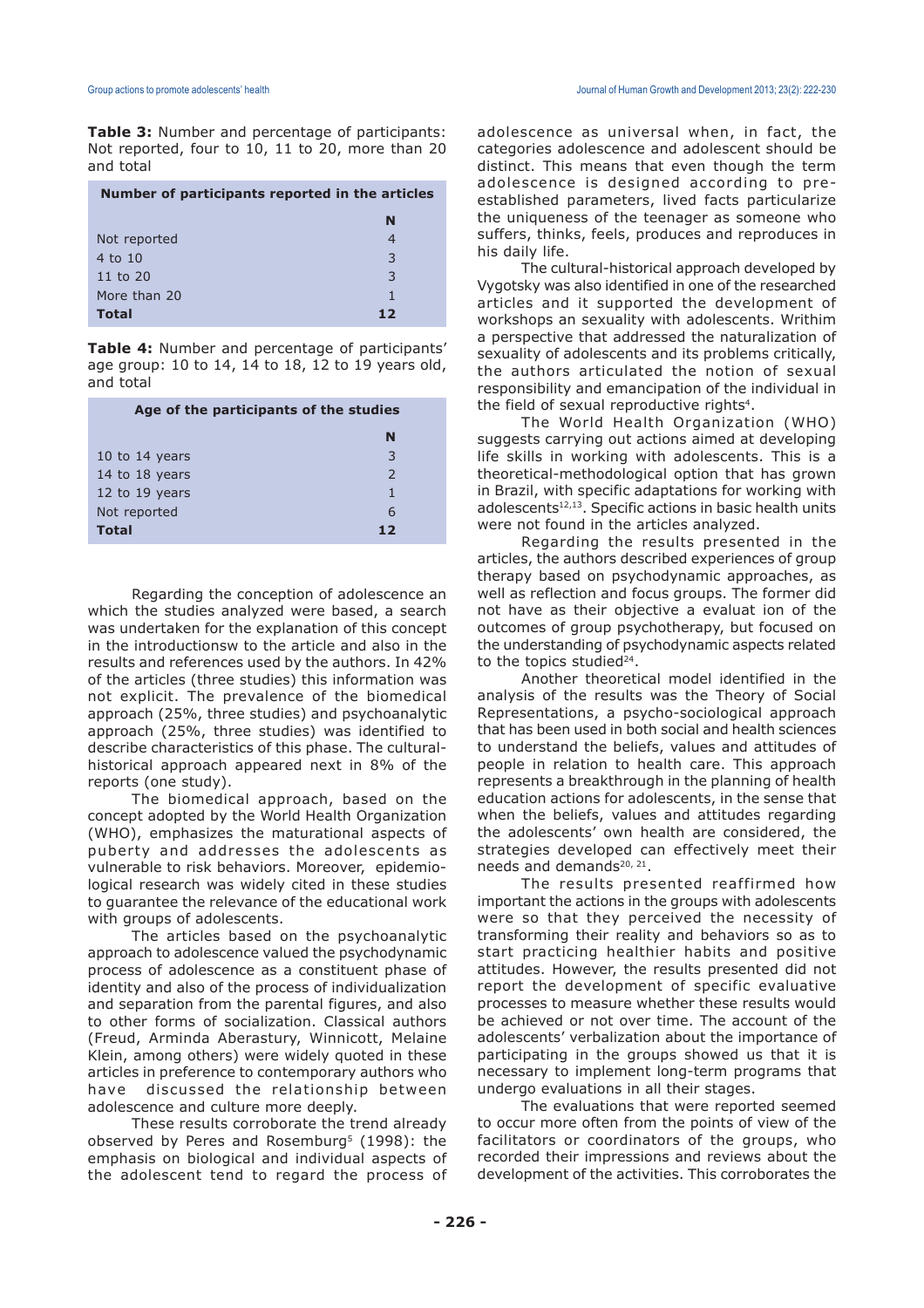**Table 3:** Number and percentage of participants: Not reported, four to 10, 11 to 20, more than 20 and total

| Number of participants reported in the articles | |
|---|---|
| | **N** |
| Not reported | 4 |
| 4 to 10 | 3 |
| 11 to 20 | 3 |
| More than 20 | 1 |
| **Total** | **12** |

**Table 4:** Number and percentage of participants' age group: 10 to 14, 14 to 18, 12 to 19 years old, and total

| Age of the participants of the studies | |
|---|---|
| | **N** |
| 10 to 14 years | 3 |
| 14 to 18 years | 2 |
| 12 to 19 years | 1 |
| Not reported | 6 |
| **Total** | **12** |

Regarding the conception of adolescence an which the studies analyzed were based, a search was undertaken for the explanation of this concept in the introductionsw to the article and also in the results and references used by the authors. In 42% of the articles (three studies) this information was not explicit. The prevalence of the biomedical approach (25%, three studies) and psychoanalytic approach (25%, three studies) was identified to describe characteristics of this phase. The cultural-historical approach appeared next in 8% of the reports (one study).

The biomedical approach, based on the concept adopted by the World Health Organization (WHO), emphasizes the maturational aspects of puberty and addresses the adolescents as vulnerable to risk behaviors. Moreover, epidemiological research was widely cited in these studies to guarantee the relevance of the educational work with groups of adolescents.

The articles based on the psychoanalytic approach to adolescence valued the psychodynamic process of adolescence as a constituent phase of identity and also of the process of individualization and separation from the parental figures, and also to other forms of socialization. Classical authors (Freud, Arminda Aberastury, Winnicott, Melaine Klein, among others) were widely quoted in these articles in preference to contemporary authors who have discussed the relationship between adolescence and culture more deeply.

These results corroborate the trend already observed by Peres and Rosemburg[5] (1998): the emphasis on biological and individual aspects of the adolescent tend to regard the process of adolescence as universal when, in fact, the categories adolescence and adolescent should be distinct. This means that even though the term adolescence is designed according to pre-established parameters, lived facts particularize the uniqueness of the teenager as someone who suffers, thinks, feels, produces and reproduces in his daily life.

The cultural-historical approach developed by Vygotsky was also identified in one of the researched articles and it supported the development of workshops an sexuality with adolescents. Writhim a perspective that addressed the naturalization of sexuality of adolescents and its problems critically, the authors articulated the notion of sexual responsibility and emancipation of the individual in the field of sexual reproductive rights[4].

The World Health Organization (WHO) suggests carrying out actions aimed at developing life skills in working with adolescents. This is a theoretical-methodological option that has grown in Brazil, with specific adaptations for working with adolescents[12,13]. Specific actions in basic health units were not found in the articles analyzed.

Regarding the results presented in the articles, the authors described experiences of group therapy based on psychodynamic approaches, as well as reflection and focus groups. The former did not have as their objective a evaluat ion of the outcomes of group psychotherapy, but focused on the understanding of psychodynamic aspects related to the topics studied[24].

Another theoretical model identified in the analysis of the results was the Theory of Social Representations, a psycho-sociological approach that has been used in both social and health sciences to understand the beliefs, values and attitudes of people in relation to health care. This approach represents a breakthrough in the planning of health education actions for adolescents, in the sense that when the beliefs, values and attitudes regarding the adolescents' own health are considered, the strategies developed can effectively meet their needs and demands[20, 21].

The results presented reaffirmed how important the actions in the groups with adolescents were so that they perceived the necessity of transforming their reality and behaviors so as to start practicing healthier habits and positive attitudes. However, the results presented did not report the development of specific evaluative processes to measure whether these results would be achieved or not over time. The account of the adolescents' verbalization about the importance of participating in the groups showed us that it is necessary to implement long-term programs that undergo evaluations in all their stages.

The evaluations that were reported seemed to occur more often from the points of view of the facilitators or coordinators of the groups, who recorded their impressions and reviews about the development of the activities. This corroborates the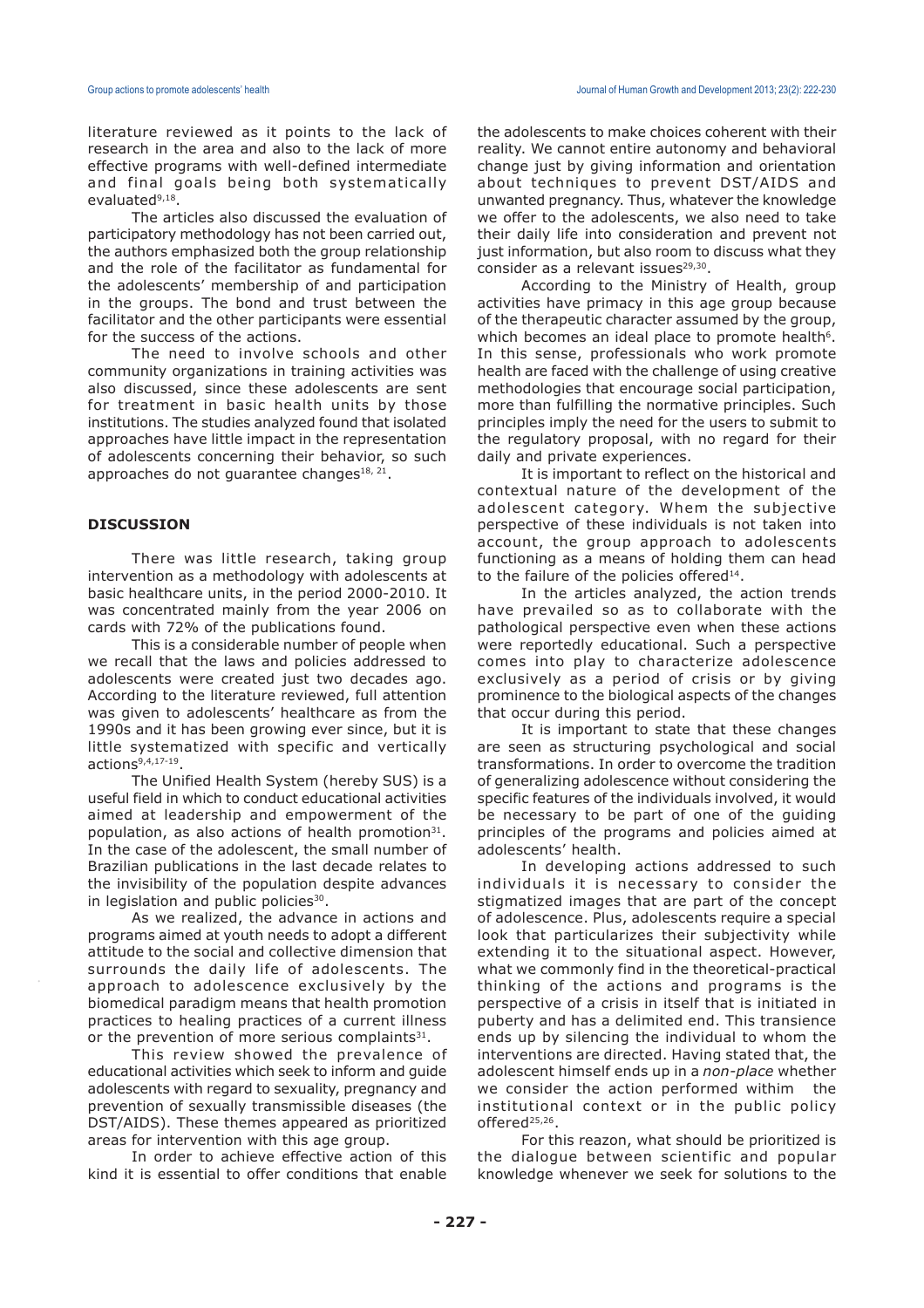literature reviewed as it points to the lack of research in the area and also to the lack of more effective programs with well-defined intermediate and final goals being both systematically evaluated[9,18].

The articles also discussed the evaluation of participatory methodology has not been carried out, the authors emphasized both the group relationship and the role of the facilitator as fundamental for the adolescents' membership of and participation in the groups. The bond and trust between the facilitator and the other participants were essential for the success of the actions.

The need to involve schools and other community organizations in training activities was also discussed, since these adolescents are sent for treatment in basic health units by those institutions. The studies analyzed found that isolated approaches have little impact in the representation of adolescents concerning their behavior, so such approaches do not guarantee changes[18, 21].

## DISCUSSION

There was little research, taking group intervention as a methodology with adolescents at basic healthcare units, in the period 2000-2010. It was concentrated mainly from the year 2006 on cards with 72% of the publications found.

This is a considerable number of people when we recall that the laws and policies addressed to adolescents were created just two decades ago. According to the literature reviewed, full attention was given to adolescents' healthcare as from the 1990s and it has been growing ever since, but it is little systematized with specific and vertically actions[9,4,17-19].

The Unified Health System (hereby SUS) is a useful field in which to conduct educational activities aimed at leadership and empowerment of the population, as also actions of health promotion[31]. In the case of the adolescent, the small number of Brazilian publications in the last decade relates to the invisibility of the population despite advances in legislation and public policies[30].

As we realized, the advance in actions and programs aimed at youth needs to adopt a different attitude to the social and collective dimension that surrounds the daily life of adolescents. The approach to adolescence exclusively by the biomedical paradigm means that health promotion practices to healing practices of a current illness or the prevention of more serious complaints[31].

This review showed the prevalence of educational activities which seek to inform and guide adolescents with regard to sexuality, pregnancy and prevention of sexually transmissible diseases (the DST/AIDS). These themes appeared as prioritized areas for intervention with this age group.

In order to achieve effective action of this kind it is essential to offer conditions that enable the adolescents to make choices coherent with their reality. We cannot entire autonomy and behavioral change just by giving information and orientation about techniques to prevent DST/AIDS and unwanted pregnancy. Thus, whatever the knowledge we offer to the adolescents, we also need to take their daily life into consideration and prevent not just information, but also room to discuss what they consider as a relevant issues[29,30].

According to the Ministry of Health, group activities have primacy in this age group because of the therapeutic character assumed by the group, which becomes an ideal place to promote health[6]. In this sense, professionals who work promote health are faced with the challenge of using creative methodologies that encourage social participation, more than fulfilling the normative principles. Such principles imply the need for the users to submit to the regulatory proposal, with no regard for their daily and private experiences.

It is important to reflect on the historical and contextual nature of the development of the adolescent category. Whem the subjective perspective of these individuals is not taken into account, the group approach to adolescents functioning as a means of holding them can head to the failure of the policies offered[14].

In the articles analyzed, the action trends have prevailed so as to collaborate with the pathological perspective even when these actions were reportedly educational. Such a perspective comes into play to characterize adolescence exclusively as a period of crisis or by giving prominence to the biological aspects of the changes that occur during this period.

It is important to state that these changes are seen as structuring psychological and social transformations. In order to overcome the tradition of generalizing adolescence without considering the specific features of the individuals involved, it would be necessary to be part of one of the guiding principles of the programs and policies aimed at adolescents' health.

In developing actions addressed to such individuals it is necessary to consider the stigmatized images that are part of the concept of adolescence. Plus, adolescents require a special look that particularizes their subjectivity while extending it to the situational aspect. However, what we commonly find in the theoretical-practical thinking of the actions and programs is the perspective of a crisis in itself that is initiated in puberty and has a delimited end. This transience ends up by silencing the individual to whom the interventions are directed. Having stated that, the adolescent himself ends up in a *non-place* whether we consider the action performed within the institutional context or in the public policy offered[25,26].

For this reazon, what should be prioritized is the dialogue between scientific and popular knowledge whenever we seek for solutions to the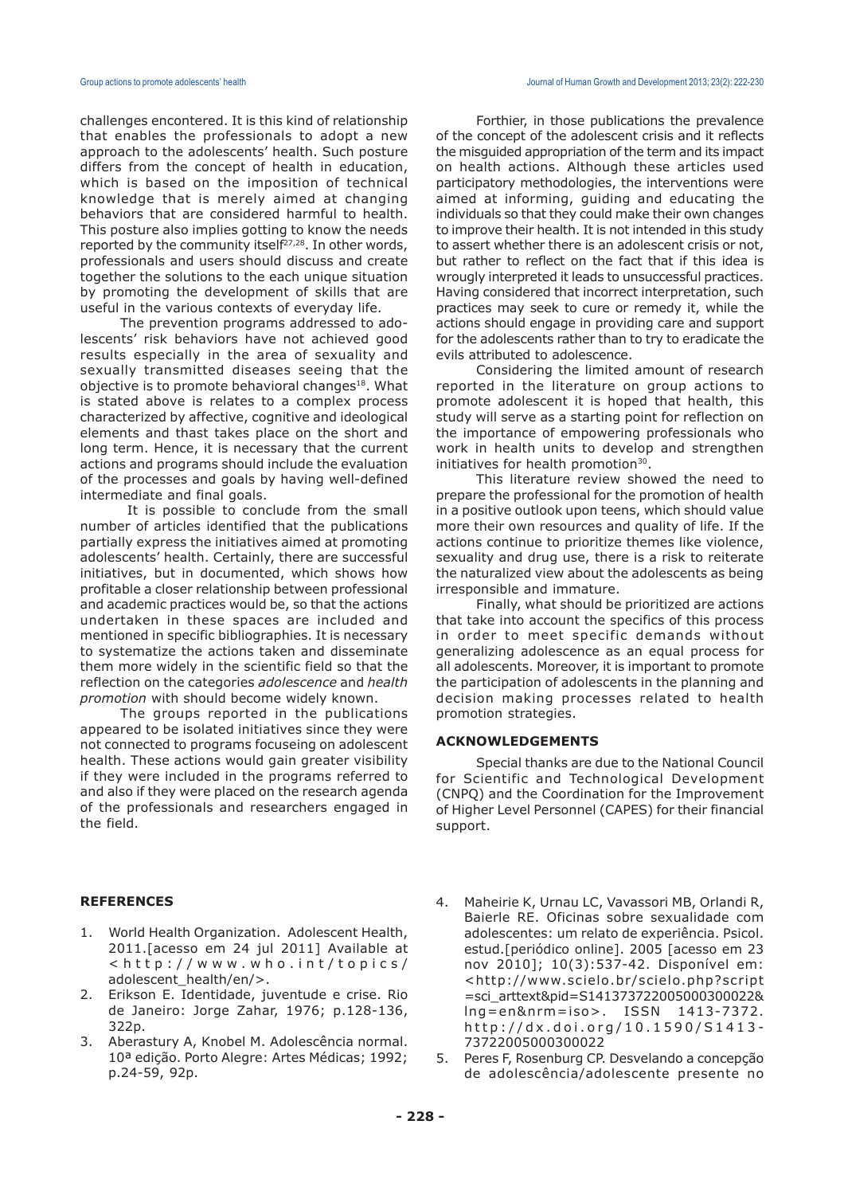challenges encontered. It is this kind of relationship that enables the professionals to adopt a new approach to the adolescents' health. Such posture differs from the concept of health in education, which is based on the imposition of technical knowledge that is merely aimed at changing behaviors that are considered harmful to health. This posture also implies gotting to know the needs reported by the community itself[27,28]. In other words, professionals and users should discuss and create together the solutions to the each unique situation by promoting the development of skills that are useful in the various contexts of everyday life.

The prevention programs addressed to adolescents' risk behaviors have not achieved good results especially in the area of sexuality and sexually transmitted diseases seeing that the objective is to promote behavioral changes[18]. What is stated above is relates to a complex process characterized by affective, cognitive and ideological elements and thast takes place on the short and long term. Hence, it is necessary that the current actions and programs should include the evaluation of the processes and goals by having well-defined intermediate and final goals.

It is possible to conclude from the small number of articles identified that the publications partially express the initiatives aimed at promoting adolescents' health. Certainly, there are successful initiatives, but in documented, which shows how profitable a closer relationship between professional and academic practices would be, so that the actions undertaken in these spaces are included and mentioned in specific bibliographies. It is necessary to systematize the actions taken and disseminate them more widely in the scientific field so that the reflection on the categories *adolescence* and *health promotion* with should become widely known.

The groups reported in the publications appeared to be isolated initiatives since they were not connected to programs focuseing on adolescent health. These actions would gain greater visibility if they were included in the programs referred to and also if they were placed on the research agenda of the professionals and researchers engaged in the field.

Forthier, in those publications the prevalence of the concept of the adolescent crisis and it reflects the misguided appropriation of the term and its impact on health actions. Although these articles used participatory methodologies, the interventions were aimed at informing, guiding and educating the individuals so that they could make their own changes to improve their health. It is not intended in this study to assert whether there is an adolescent crisis or not, but rather to reflect on the fact that if this idea is wrougly interpreted it leads to unsuccessful practices. Having considered that incorrect interpretation, such practices may seek to cure or remedy it, while the actions should engage in providing care and support for the adolescents rather than to try to eradicate the evils attributed to adolescence.

Considering the limited amount of research reported in the literature on group actions to promote adolescent it is hoped that health, this study will serve as a starting point for reflection on the importance of empowering professionals who work in health units to develop and strengthen initiatives for health promotion[30].

This literature review showed the need to prepare the professional for the promotion of health in a positive outlook upon teens, which should value more their own resources and quality of life. If the actions continue to prioritize themes like violence, sexuality and drug use, there is a risk to reiterate the naturalized view about the adolescents as being irresponsible and immature.

Finally, what should be prioritized are actions that take into account the specifics of this process in order to meet specific demands without generalizing adolescence as an equal process for all adolescents. Moreover, it is important to promote the participation of adolescents in the planning and decision making processes related to health promotion strategies.

## ACKNOWLEDGEMENTS

Special thanks are due to the National Council for Scientific and Technological Development (CNPQ) and the Coordination for the Improvement of Higher Level Personnel (CAPES) for their financial support.

## REFERENCES

1. World Health Organization. Adolescent Health, 2011.[acesso em 24 jul 2011] Available at <http://www.who.int/topics/adolescent_health/en/>.
2. Erikson E. Identidade, juventude e crise. Rio de Janeiro: Jorge Zahar, 1976; p.128-136, 322p.
3. Aberastury A, Knobel M. Adolescência normal. 10ª edição. Porto Alegre: Artes Médicas; 1992; p.24-59, 92p.
4. Maheirie K, Urnau LC, Vavassori MB, Orlandi R, Baierle RE. Oficinas sobre sexualidade com adolescentes: um relato de experiência. Psicol. estud.[periódico online]. 2005 [acesso em 23 nov 2010]; 10(3):537-42. Disponível em: <http://www.scielo.br/scielo.php?script=sci_arttext&pid=S141373722005000300022&lng=en&nrm=iso>. ISSN 1413-7372. http://dx.doi.org/10.1590/S1413-73722005000300022
5. Peres F, Rosenburg CP. Desvelando a concepção de adolescência/adolescente presente no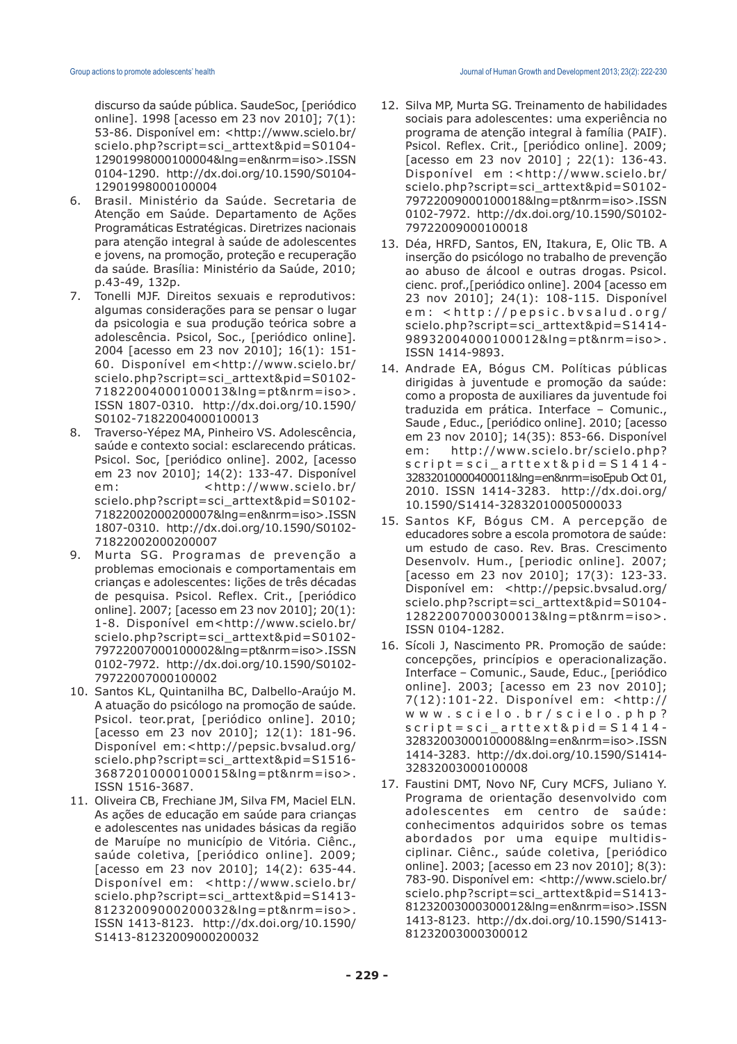discurso da saúde pública. SaudeSoc, [periódico online]. 1998 [acesso em 23 nov 2010]; 7(1): 53-86. Disponível em: <http://www.scielo.br/scielo.php?script=sci_arttext&pid=S0104-12901998000100004&lng=en&nrm=iso>.ISSN 0104-1290. http://dx.doi.org/10.1590/S0104-12901998000100004

6. Brasil. Ministério da Saúde. Secretaria de Atenção em Saúde. Departamento de Ações Programáticas Estratégicas. Diretrizes nacionais para atenção integral à saúde de adolescentes e jovens, na promoção, proteção e recuperação da saúde. Brasília: Ministério da Saúde, 2010; p.43-49, 132p.
7. Tonelli MJF. Direitos sexuais e reprodutivos: algumas considerações para se pensar o lugar da psicologia e sua produção teórica sobre a adolescência. Psicol, Soc., [periódico online]. 2004 [acesso em 23 nov 2010]; 16(1): 151-60. Disponível em<http://www.scielo.br/scielo.php?script=sci_arttext&pid=S0102-71822004000100013&lng=pt&nrm=iso>. ISSN 1807-0310. http://dx.doi.org/10.1590/S0102-71822004000100013
8. Traverso-Yépez MA, Pinheiro VS. Adolescência, saúde e contexto social: esclarecendo práticas. Psicol. Soc, [periódico online]. 2002, [acesso em 23 nov 2010]; 14(2): 133-47. Disponível em: <http://www.scielo.br/scielo.php?script=sci_arttext&pid=S0102-71822002000200007&lng=en&nrm=iso>.ISSN 1807-0310. http://dx.doi.org/10.1590/S0102-71822002000200007
9. Murta SG. Programas de prevenção a problemas emocionais e comportamentais em crianças e adolescentes: lições de três décadas de pesquisa. Psicol. Reflex. Crit., [periódico online]. 2007; [acesso em 23 nov 2010]; 20(1): 1-8. Disponível em<http://www.scielo.br/scielo.php?script=sci_arttext&pid=S0102-79722007000100002&lng=pt&nrm=iso>.ISSN 0102-7972. http://dx.doi.org/10.1590/S0102-79722007000100002
10. Santos KL, Quintanilha BC, Dalbello-Araújo M. A atuação do psicólogo na promoção de saúde. Psicol. teor.prat, [periódico online]. 2010; [acesso em 23 nov 2010]; 12(1): 181-96. Disponível em:<http://pepsic.bvsalud.org/scielo.php?script=sci_arttext&pid=S1516-36872010000100015&lng=pt&nrm=iso>. ISSN 1516-3687.
11. Oliveira CB, Frechiane JM, Silva FM, Maciel ELN. As ações de educação em saúde para crianças e adolescentes nas unidades básicas da região de Maruípe no município de Vitória. Ciênc., saúde coletiva, [periódico online]. 2009; [acesso em 23 nov 2010]; 14(2): 635-44. Disponível em: <http://www.scielo.br/scielo.php?script=sci_arttext&pid=S1413-81232009000200032&lng=pt&nrm=iso>. ISSN 1413-8123. http://dx.doi.org/10.1590/S1413-81232009000200032
12. Silva MP, Murta SG. Treinamento de habilidades sociais para adolescentes: uma experiência no programa de atenção integral à família (PAIF). Psicol. Reflex. Crit., [periódico online]. 2009; [acesso em 23 nov 2010] ; 22(1): 136-43. Disponível em :<http://www.scielo.br/scielo.php?script=sci_arttext&pid=S0102-79722009000100018&lng=pt&nrm=iso>.ISSN 0102-7972. http://dx.doi.org/10.1590/S0102-79722009000100018
13. Déa, HRFD, Santos, EN, Itakura, E, Olic TB. A inserção do psicólogo no trabalho de prevenção ao abuso de álcool e outras drogas. Psicol. cienc. prof.,[periódico online]. 2004 [acesso em 23 nov 2010]; 24(1): 108-115. Disponível em: <http://pepsic.bvsalud.org/scielo.php?script=sci_arttext&pid=S1414-98932004000100012&lng=pt&nrm=iso>. ISSN 1414-9893.
14. Andrade EA, Bógus CM. Políticas públicas dirigidas à juventude e promoção da saúde: como a proposta de auxiliares da juventude foi traduzida em prática. Interface – Comunic., Saude , Educ., [periódico online]. 2010; [acesso em 23 nov 2010]; 14(35): 853-66. Disponível em: http://www.scielo.br/scielo.php?script=sci_arttext&pid=S1414-32832010000400011&lng=en&nrm=isoEpub Oct 01, 2010. ISSN 1414-3283. http://dx.doi.org/10.1590/S1414-32832010005000033
15. Santos KF, Bógus CM. A percepção de educadores sobre a escola promotora de saúde: um estudo de caso. Rev. Bras. Crescimento Desenvolv. Hum., [periodic online]. 2007; [acesso em 23 nov 2010]; 17(3): 123-33. Disponível em: <http://pepsic.bvsalud.org/scielo.php?script=sci_arttext&pid=S0104-12822007000300013&lng=pt&nrm=iso>. ISSN 0104-1282.
16. Sícoli J, Nascimento PR. Promoção de saúde: concepções, princípios e operacionalização. Interface – Comunic., Saude, Educ., [periódico online]. 2003; [acesso em 23 nov 2010]; 7(12):101-22. Disponível em: <http://www.scielo.br/scielo.php?script=sci_arttext&pid=S1414-32832003000100008&lng=en&nrm=iso>.ISSN 1414-3283. http://dx.doi.org/10.1590/S1414-32832003000100008
17. Faustini DMT, Novo NF, Cury MCFS, Juliano Y. Programa de orientação desenvolvido com adolescentes em centro de saúde: conhecimentos adquiridos sobre os temas abordados por uma equipe multidisciplinar. Ciênc., saúde coletiva, [periódico online]. 2003; [acesso em 23 nov 2010]; 8(3): 783-90. Disponível em: <http://www.scielo.br/scielo.php?script=sci_arttext&pid=S1413-81232003000300012&lng=en&nrm=iso>.ISSN 1413-8123. http://dx.doi.org/10.1590/S1413-81232003000300012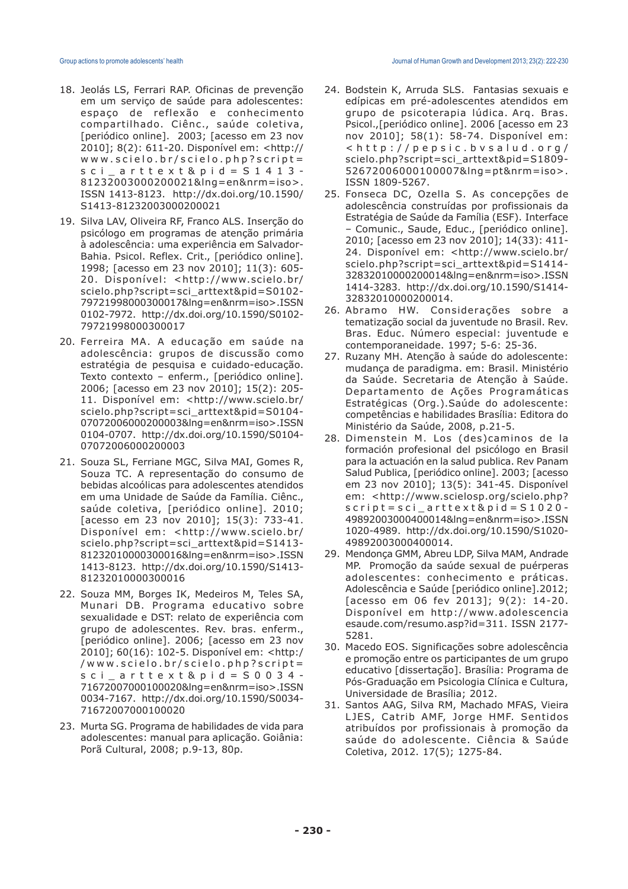18. Jeolás LS, Ferrari RAP. Oficinas de prevenção em um serviço de saúde para adolescentes: espaço de reflexão e conhecimento compartilhado. Ciênc., saúde coletiva, [periódico online]. 2003; [acesso em 23 nov 2010]; 8(2): 611-20. Disponível em: <http://www.scielo.br/scielo.php?script=sci_arttext&pid=S1413-81232003000200021&lng=en&nrm=iso>. ISSN 1413-8123. http://dx.doi.org/10.1590/S1413-81232003000200021

19. Silva LAV, Oliveira RF, Franco ALS. Inserção do psicólogo em programas de atenção primária à adolescência: uma experiência em Salvador-Bahia. Psicol. Reflex. Crit., [periódico online]. 1998; [acesso em 23 nov 2010]; 11(3): 605-20. Disponível: <http://www.scielo.br/scielo.php?script=sci_arttext&pid=S0102-79721998000300017&lng=en&nrm=iso>.ISSN 0102-7972. http://dx.doi.org/10.1590/S0102-79721998000300017

20. Ferreira MA. A educação em saúde na adolescência: grupos de discussão como estratégia de pesquisa e cuidado-educação. Texto contexto – enferm., [periódico online]. 2006; [acesso em 23 nov 2010]; 15(2): 205-11. Disponível em: <http://www.scielo.br/scielo.php?script=sci_arttext&pid=S0104-07072006000200003&lng=en&nrm=iso>.ISSN 0104-0707. http://dx.doi.org/10.1590/S0104-07072006000200003

21. Souza SL, Ferriane MGC, Silva MAI, Gomes R, Souza TC. A representação do consumo de bebidas alcoólicas para adolescentes atendidos em uma Unidade de Saúde da Família. Ciênc., saúde coletiva, [periódico online]. 2010; [acesso em 23 nov 2010]; 15(3): 733-41. Disponível em: <http://www.scielo.br/scielo.php?script=sci_arttext&pid=S1413-81232010000300016&lng=en&nrm=iso>.ISSN 1413-8123. http://dx.doi.org/10.1590/S1413-81232010000300016

22. Souza MM, Borges IK, Medeiros M, Teles SA, Munari DB. Programa educativo sobre sexualidade e DST: relato de experiência com grupo de adolescentes. Rev. bras. enferm., [periódico online]. 2006; [acesso em 23 nov 2010]; 60(16): 102-5. Disponível em: <http://www.scielo.br/scielo.php?script=sci_arttext&pid=S0034-71672007000100020&lng=en&nrm=iso>.ISSN 0034-7167. http://dx.doi.org/10.1590/S0034-71672007000100020

23. Murta SG. Programa de habilidades de vida para adolescentes: manual para aplicação. Goiânia: Porã Cultural, 2008; p.9-13, 80p.

24. Bodstein K, Arruda SLS. Fantasias sexuais e edípicas em pré-adolescentes atendidos em grupo de psicoterapia lúdica. Arq. Bras. Psicol.,[periódico online]. 2006 [acesso em 23 nov 2010]; 58(1): 58-74. Disponível em: <http://pepsic.bvsalud.org/scielo.php?script=sci_arttext&pid=S1809-52672006000100007&lng=pt&nrm=iso>. ISSN 1809-5267.

25. Fonseca DC, Ozella S. As concepções de adolescência construídas por profissionais da Estratégia de Saúde da Família (ESF). Interface – Comunic., Saude, Educ., [periódico online]. 2010; [acesso em 23 nov 2010]; 14(33): 411-24. Disponível em: <http://www.scielo.br/scielo.php?script=sci_arttext&pid=S1414-32832010000200014&lng=en&nrm=iso>.ISSN 1414-3283. http://dx.doi.org/10.1590/S1414-32832010000200014.

26. Abramo HW. Considerações sobre a tematização social da juventude no Brasil. Rev. Bras. Educ. Número especial: juventude e contemporaneidade. 1997; 5-6: 25-36.

27. Ruzany MH. Atenção à saúde do adolescente: mudança de paradigma. em: Brasil. Ministério da Saúde. Secretaria de Atenção à Saúde. Departamento de Ações Programáticas Estratégicas (Org.).Saúde do adolescente: competências e habilidades Brasília: Editora do Ministério da Saúde, 2008, p.21-5.

28. Dimenstein M. Los (des)caminos de la formación profesional del psicólogo en Brasil para la actuación en la salud publica. Rev Panam Salud Publica, [periódico online]. 2003; [acesso em 23 nov 2010]; 13(5): 341-45. Disponível em: <http://www.scielosp.org/scielo.php?script=sci_arttext&pid=S1020-49892003000400014&lng=en&nrm=iso>.ISSN 1020-4989. http://dx.doi.org/10.1590/S1020-49892003000400014.

29. Mendonça GMM, Abreu LDP, Silva MAM, Andrade MP. Promoção da saúde sexual de puérperas adolescentes: conhecimento e práticas. Adolescência e Saúde [periódico online].2012; [acesso em 06 fev 2013]; 9(2): 14-20. Disponível em http://www.adolescenciaesaude.com/resumo.asp?id=311. ISSN 2177-5281.

30. Macedo EOS. Significações sobre adolescência e promoção entre os participantes de um grupo educativo [dissertação]. Brasília: Programa de Pós-Graduação em Psicologia Clínica e Cultura, Universidade de Brasília; 2012.

31. Santos AAG, Silva RM, Machado MFAS, Vieira LJES, Catrib AMF, Jorge HMF. Sentidos atribuídos por profissionais à promoção da saúde do adolescente. Ciência & Saúde Coletiva, 2012. 17(5); 1275-84.